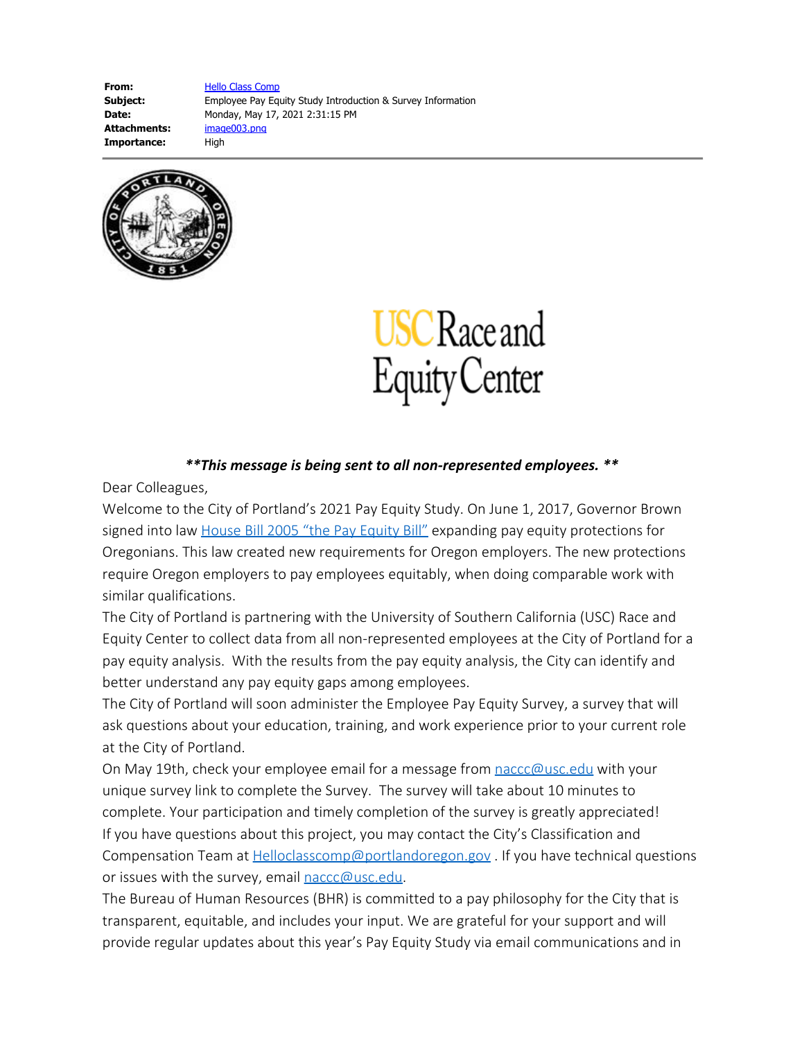**From:** [Hello Class Comp]()
**Subject:** Employee Pay Equity Study Introduction & Survey Information
**Date:** Monday, May 17, 2021 2:31:15 PM
**Attachments:** [image003.png]()
**Importance:** High

---

USC Race and Equity Center

***\*\*This message is being sent to all non-represented employees. \*\****

Dear Colleagues,

Welcome to the City of Portland's 2021 Pay Equity Study. On June 1, 2017, Governor Brown signed into law [House Bill 2005 "the Pay Equity Bill"]() expanding pay equity protections for Oregonians. This law created new requirements for Oregon employers. The new protections require Oregon employers to pay employees equitably, when doing comparable work with similar qualifications.

The City of Portland is partnering with the University of Southern California (USC) Race and Equity Center to collect data from all non-represented employees at the City of Portland for a pay equity analysis. With the results from the pay equity analysis, the City can identify and better understand any pay equity gaps among employees.

The City of Portland will soon administer the Employee Pay Equity Survey, a survey that will ask questions about your education, training, and work experience prior to your current role at the City of Portland.

On May 19th, check your employee email for a message from [naccc@usc.edu]() with your unique survey link to complete the Survey. The survey will take about 10 minutes to complete. Your participation and timely completion of the survey is greatly appreciated!

If you have questions about this project, you may contact the City's Classification and Compensation Team at [Helloclasscomp@portlandoregon.gov]() . If you have technical questions or issues with the survey, email [naccc@usc.edu]().

The Bureau of Human Resources (BHR) is committed to a pay philosophy for the City that is transparent, equitable, and includes your input. We are grateful for your support and will provide regular updates about this year's Pay Equity Study via email communications and in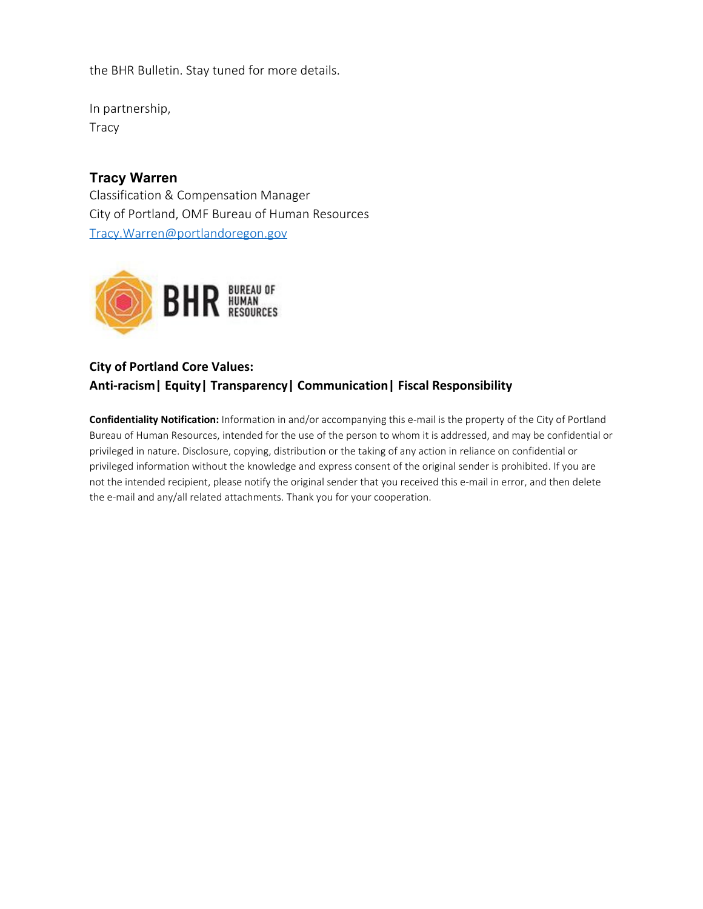the BHR Bulletin. Stay tuned for more details.

In partnership,
Tracy

**Tracy Warren**
Classification & Compensation Manager
City of Portland, OMF Bureau of Human Resources
[Tracy.Warren@portlandoregon.gov](mailto:Tracy.Warren@portlandoregon.gov)

**City of Portland Core Values:**
**Anti-racism| Equity| Transparency| Communication| Fiscal Responsibility**

**Confidentiality Notification:** Information in and/or accompanying this e-mail is the property of the City of Portland Bureau of Human Resources, intended for the use of the person to whom it is addressed, and may be confidential or privileged in nature. Disclosure, copying, distribution or the taking of any action in reliance on confidential or privileged information without the knowledge and express consent of the original sender is prohibited. If you are not the intended recipient, please notify the original sender that you received this e-mail in error, and then delete the e-mail and any/all related attachments. Thank you for your cooperation.